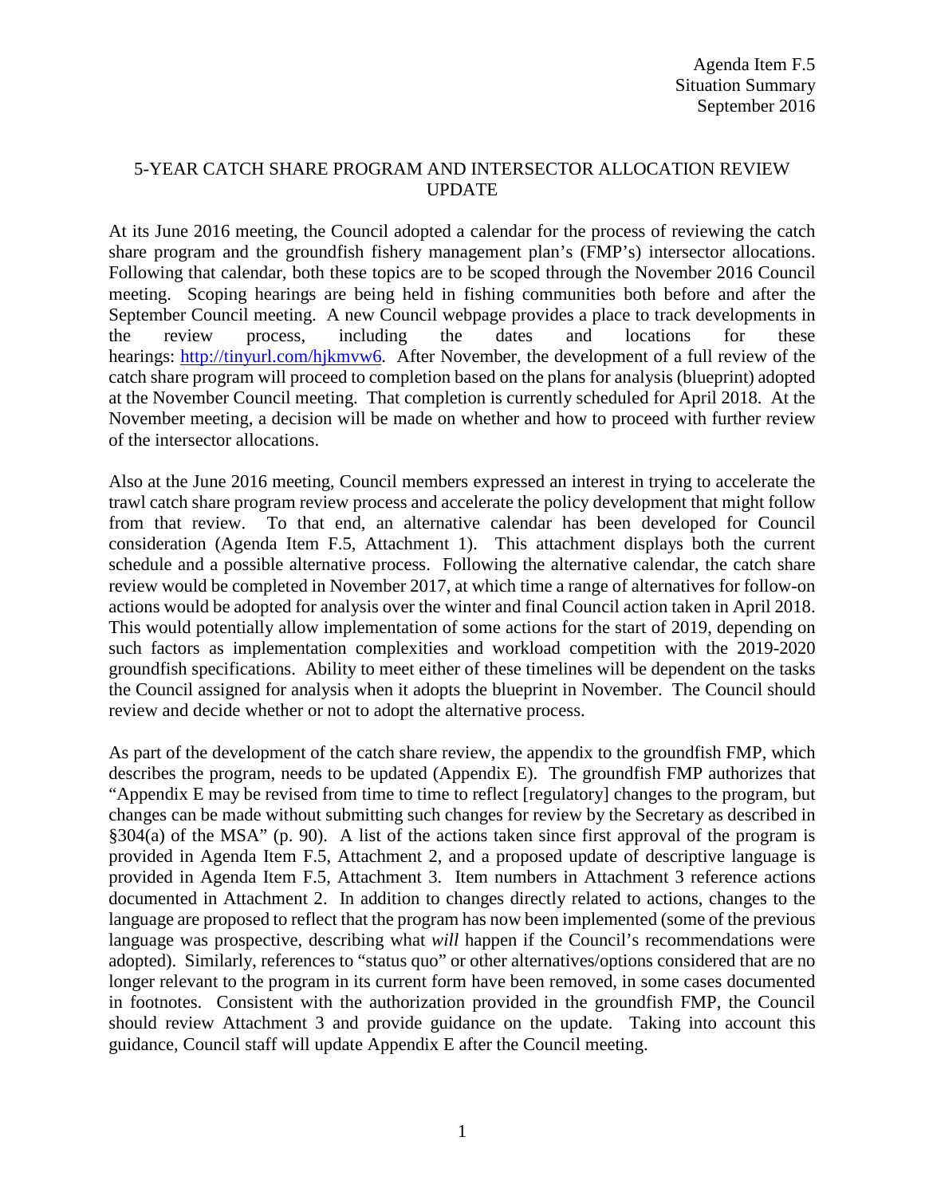Agenda Item F.5
Situation Summary
September 2016

# 5-YEAR CATCH SHARE PROGRAM AND INTERSECTOR ALLOCATION REVIEW UPDATE

At its June 2016 meeting, the Council adopted a calendar for the process of reviewing the catch share program and the groundfish fishery management plan's (FMP's) intersector allocations. Following that calendar, both these topics are to be scoped through the November 2016 Council meeting. Scoping hearings are being held in fishing communities both before and after the September Council meeting. A new Council webpage provides a place to track developments in the review process, including the dates and locations for these hearings: [http://tinyurl.com/hjkmvw6](http://tinyurl.com/hjkmvw6). After November, the development of a full review of the catch share program will proceed to completion based on the plans for analysis (blueprint) adopted at the November Council meeting. That completion is currently scheduled for April 2018. At the November meeting, a decision will be made on whether and how to proceed with further review of the intersector allocations.

Also at the June 2016 meeting, Council members expressed an interest in trying to accelerate the trawl catch share program review process and accelerate the policy development that might follow from that review. To that end, an alternative calendar has been developed for Council consideration (Agenda Item F.5, Attachment 1). This attachment displays both the current schedule and a possible alternative process. Following the alternative calendar, the catch share review would be completed in November 2017, at which time a range of alternatives for follow-on actions would be adopted for analysis over the winter and final Council action taken in April 2018. This would potentially allow implementation of some actions for the start of 2019, depending on such factors as implementation complexities and workload competition with the 2019-2020 groundfish specifications. Ability to meet either of these timelines will be dependent on the tasks the Council assigned for analysis when it adopts the blueprint in November. The Council should review and decide whether or not to adopt the alternative process.

As part of the development of the catch share review, the appendix to the groundfish FMP, which describes the program, needs to be updated (Appendix E). The groundfish FMP authorizes that "Appendix E may be revised from time to time to reflect [regulatory] changes to the program, but changes can be made without submitting such changes for review by the Secretary as described in §304(a) of the MSA" (p. 90). A list of the actions taken since first approval of the program is provided in Agenda Item F.5, Attachment 2, and a proposed update of descriptive language is provided in Agenda Item F.5, Attachment 3. Item numbers in Attachment 3 reference actions documented in Attachment 2. In addition to changes directly related to actions, changes to the language are proposed to reflect that the program has now been implemented (some of the previous language was prospective, describing what *will* happen if the Council's recommendations were adopted). Similarly, references to "status quo" or other alternatives/options considered that are no longer relevant to the program in its current form have been removed, in some cases documented in footnotes. Consistent with the authorization provided in the groundfish FMP, the Council should review Attachment 3 and provide guidance on the update. Taking into account this guidance, Council staff will update Appendix E after the Council meeting.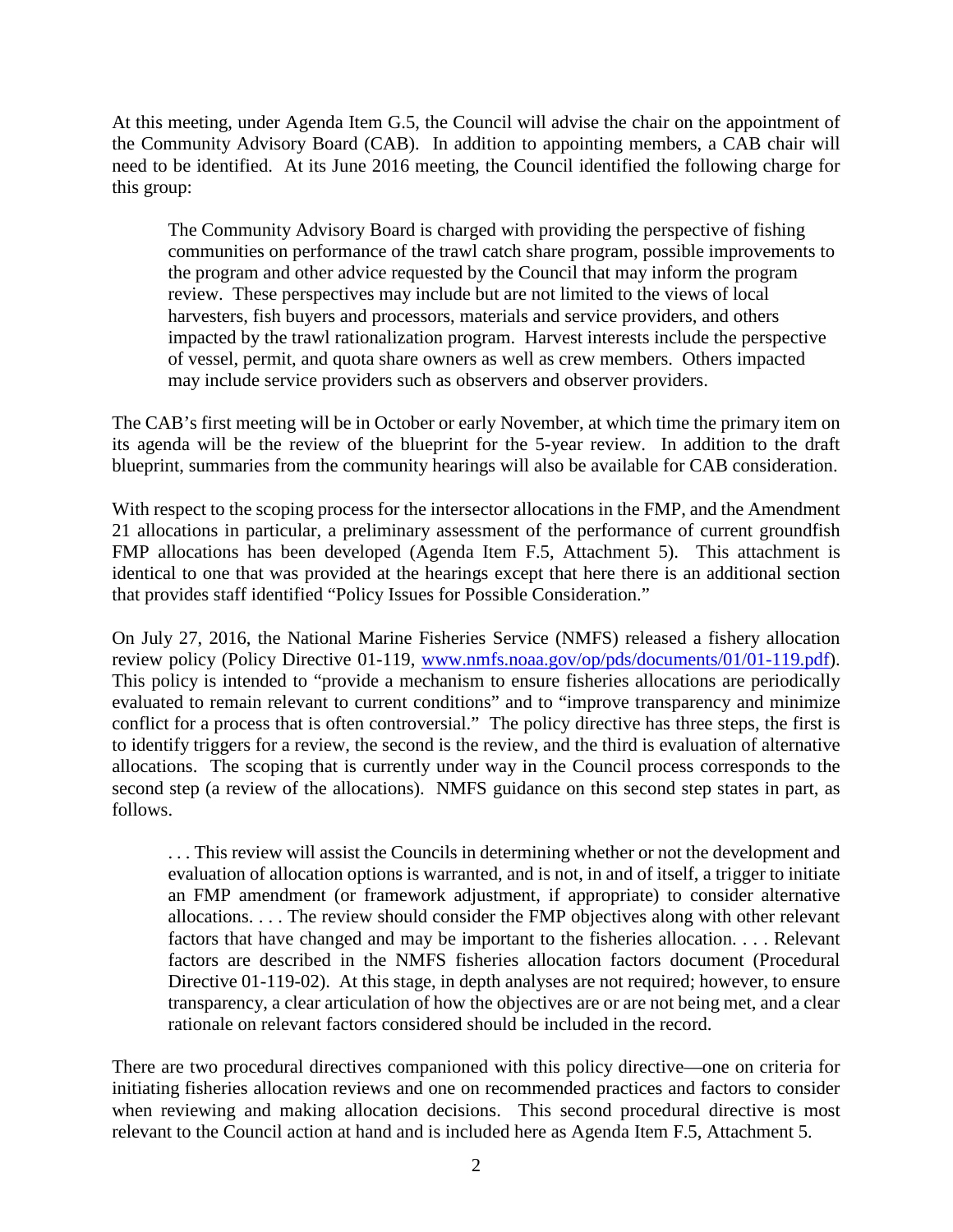At this meeting, under Agenda Item G.5, the Council will advise the chair on the appointment of the Community Advisory Board (CAB). In addition to appointing members, a CAB chair will need to be identified. At its June 2016 meeting, the Council identified the following charge for this group:

> The Community Advisory Board is charged with providing the perspective of fishing communities on performance of the trawl catch share program, possible improvements to the program and other advice requested by the Council that may inform the program review. These perspectives may include but are not limited to the views of local harvesters, fish buyers and processors, materials and service providers, and others impacted by the trawl rationalization program. Harvest interests include the perspective of vessel, permit, and quota share owners as well as crew members. Others impacted may include service providers such as observers and observer providers.

The CAB's first meeting will be in October or early November, at which time the primary item on its agenda will be the review of the blueprint for the 5-year review. In addition to the draft blueprint, summaries from the community hearings will also be available for CAB consideration.

With respect to the scoping process for the intersector allocations in the FMP, and the Amendment 21 allocations in particular, a preliminary assessment of the performance of current groundfish FMP allocations has been developed (Agenda Item F.5, Attachment 5). This attachment is identical to one that was provided at the hearings except that here there is an additional section that provides staff identified "Policy Issues for Possible Consideration."

On July 27, 2016, the National Marine Fisheries Service (NMFS) released a fishery allocation review policy (Policy Directive 01-119, [www.nmfs.noaa.gov/op/pds/documents/01/01-119.pdf](www.nmfs.noaa.gov/op/pds/documents/01/01-119.pdf)). This policy is intended to "provide a mechanism to ensure fisheries allocations are periodically evaluated to remain relevant to current conditions" and to "improve transparency and minimize conflict for a process that is often controversial." The policy directive has three steps, the first is to identify triggers for a review, the second is the review, and the third is evaluation of alternative allocations. The scoping that is currently under way in the Council process corresponds to the second step (a review of the allocations). NMFS guidance on this second step states in part, as follows.

> . . . This review will assist the Councils in determining whether or not the development and evaluation of allocation options is warranted, and is not, in and of itself, a trigger to initiate an FMP amendment (or framework adjustment, if appropriate) to consider alternative allocations. . . . The review should consider the FMP objectives along with other relevant factors that have changed and may be important to the fisheries allocation. . . . Relevant factors are described in the NMFS fisheries allocation factors document (Procedural Directive 01-119-02). At this stage, in depth analyses are not required; however, to ensure transparency, a clear articulation of how the objectives are or are not being met, and a clear rationale on relevant factors considered should be included in the record.

There are two procedural directives companioned with this policy directive—one on criteria for initiating fisheries allocation reviews and one on recommended practices and factors to consider when reviewing and making allocation decisions. This second procedural directive is most relevant to the Council action at hand and is included here as Agenda Item F.5, Attachment 5.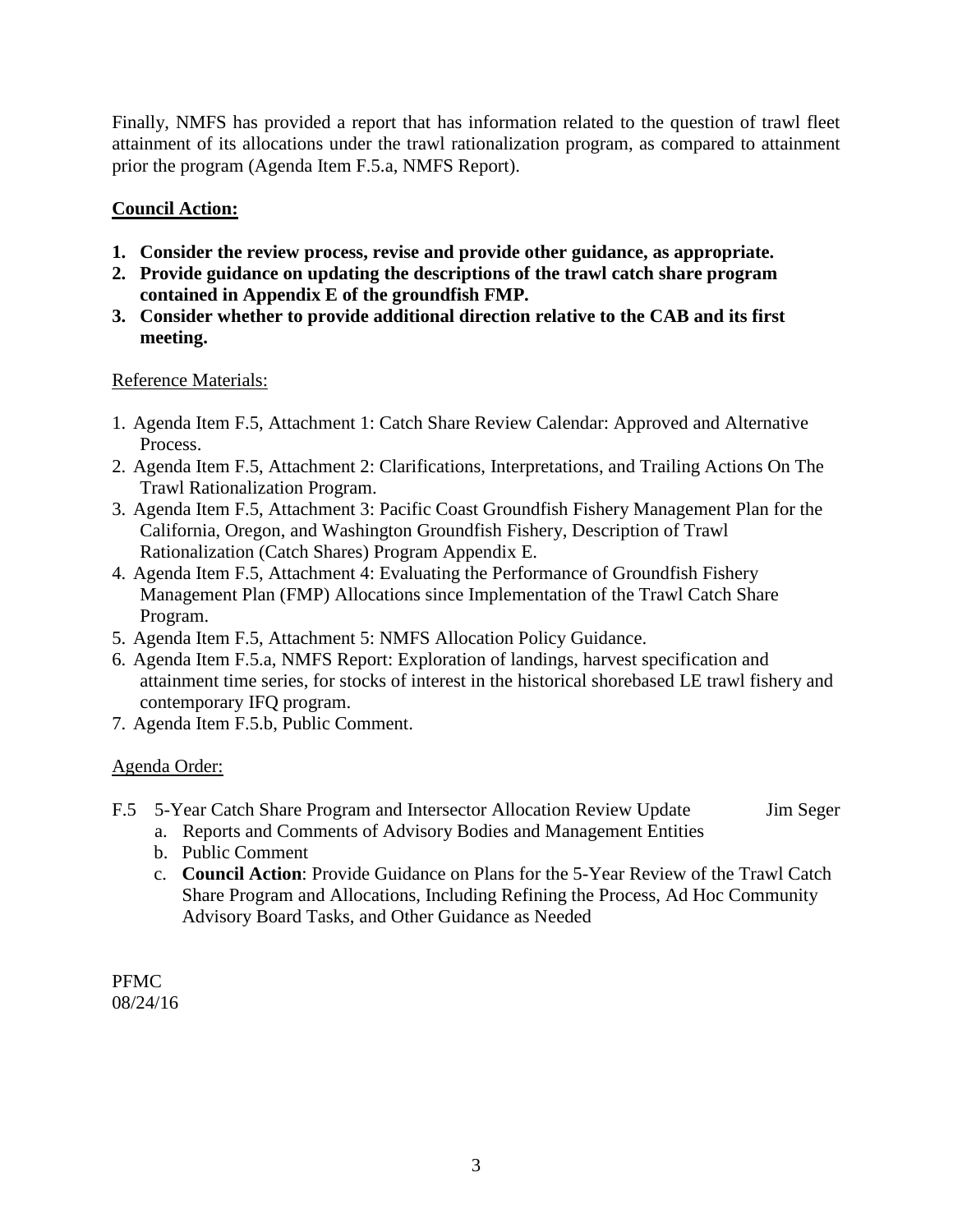Finally, NMFS has provided a report that has information related to the question of trawl fleet attainment of its allocations under the trawl rationalization program, as compared to attainment prior the program (Agenda Item F.5.a, NMFS Report).

**Council Action:**

1. **Consider the review process, revise and provide other guidance, as appropriate.**
2. **Provide guidance on updating the descriptions of the trawl catch share program contained in Appendix E of the groundfish FMP.**
3. **Consider whether to provide additional direction relative to the CAB and its first meeting.**

Reference Materials:

1. Agenda Item F.5, Attachment 1: Catch Share Review Calendar: Approved and Alternative Process.
2. Agenda Item F.5, Attachment 2: Clarifications, Interpretations, and Trailing Actions On The Trawl Rationalization Program.
3. Agenda Item F.5, Attachment 3: Pacific Coast Groundfish Fishery Management Plan for the California, Oregon, and Washington Groundfish Fishery, Description of Trawl Rationalization (Catch Shares) Program Appendix E.
4. Agenda Item F.5, Attachment 4: Evaluating the Performance of Groundfish Fishery Management Plan (FMP) Allocations since Implementation of the Trawl Catch Share Program.
5. Agenda Item F.5, Attachment 5: NMFS Allocation Policy Guidance.
6. Agenda Item F.5.a, NMFS Report: Exploration of landings, harvest specification and attainment time series, for stocks of interest in the historical shorebased LE trawl fishery and contemporary IFQ program.
7. Agenda Item F.5.b, Public Comment.

Agenda Order:

F.5 5-Year Catch Share Program and Intersector Allocation Review Update — Jim Seger

a. Reports and Comments of Advisory Bodies and Management Entities
b. Public Comment
c. **Council Action**: Provide Guidance on Plans for the 5-Year Review of the Trawl Catch Share Program and Allocations, Including Refining the Process, Ad Hoc Community Advisory Board Tasks, and Other Guidance as Needed

PFMC
08/24/16